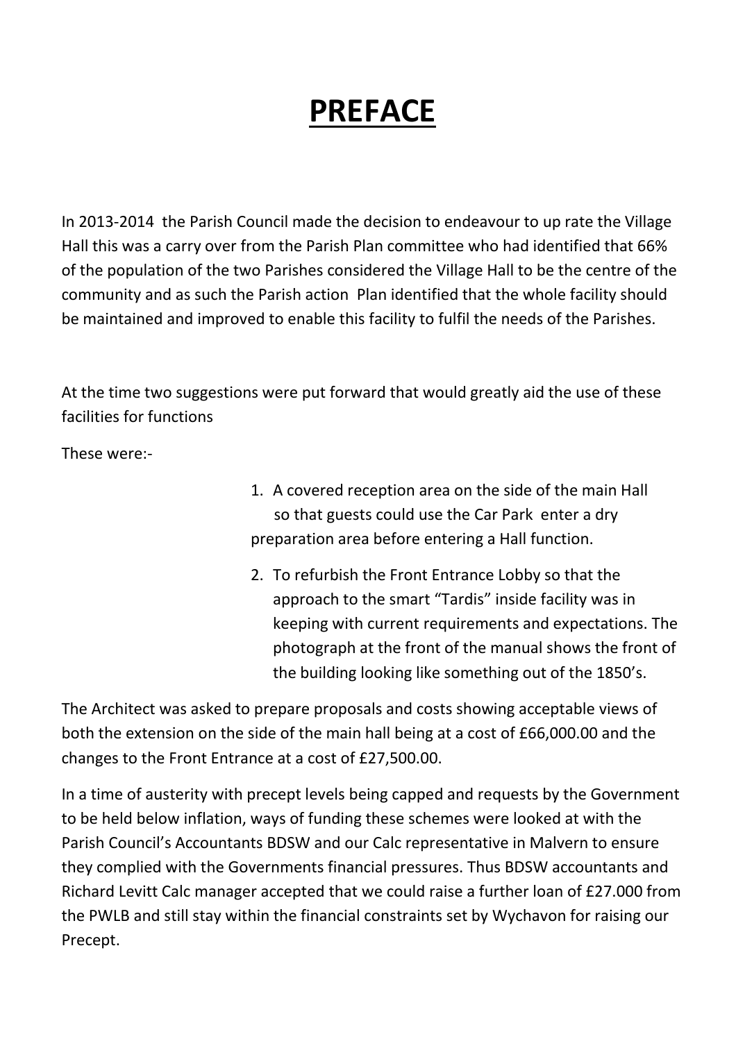# PREFACE

In 2013-2014 the Parish Council made the decision to endeavour to up rate the Village Hall this was a carry over from the Parish Plan committee who had identified that 66% of the population of the two Parishes considered the Village Hall to be the centre of the community and as such the Parish action Plan identified that the whole facility should be maintained and improved to enable this facility to fulfil the needs of the Parishes.

At the time two suggestions were put forward that would greatly aid the use of these facilities for functions

These were:-

1. A covered reception area on the side of the main Hall so that guests could use the Car Park enter a dry preparation area before entering a Hall function.
2. To refurbish the Front Entrance Lobby so that the approach to the smart "Tardis" inside facility was in keeping with current requirements and expectations. The photograph at the front of the manual shows the front of the building looking like something out of the 1850's.

The Architect was asked to prepare proposals and costs showing acceptable views of both the extension on the side of the main hall being at a cost of £66,000.00 and the changes to the Front Entrance at a cost of £27,500.00.

In a time of austerity with precept levels being capped and requests by the Government to be held below inflation, ways of funding these schemes were looked at with the Parish Council's Accountants BDSW and our Calc representative in Malvern to ensure they complied with the Governments financial pressures. Thus BDSW accountants and Richard Levitt Calc manager accepted that we could raise a further loan of £27.000 from the PWLB and still stay within the financial constraints set by Wychavon for raising our Precept.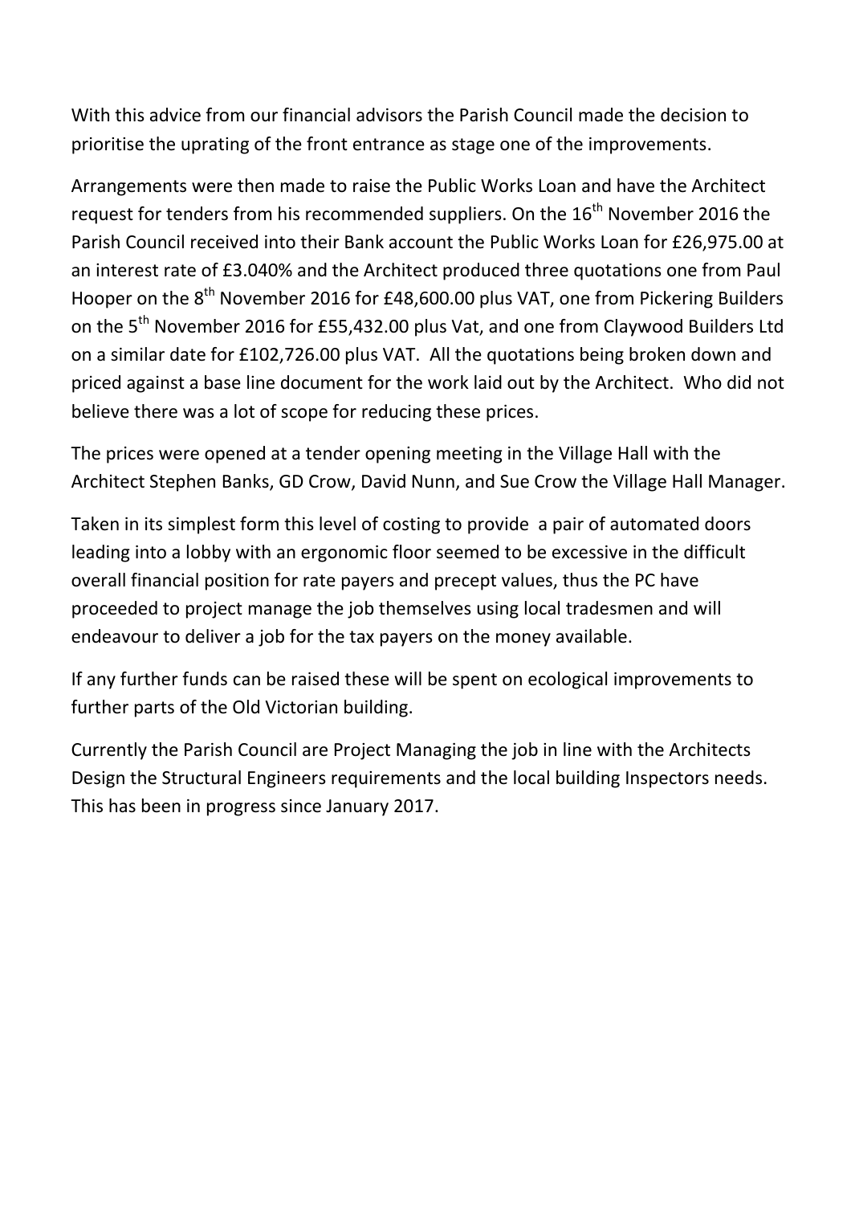With this advice from our financial advisors the Parish Council made the decision to prioritise the uprating of the front entrance as stage one of the improvements.

Arrangements were then made to raise the Public Works Loan and have the Architect request for tenders from his recommended suppliers. On the 16th November 2016 the Parish Council received into their Bank account the Public Works Loan for £26,975.00 at an interest rate of £3.040% and the Architect produced three quotations one from Paul Hooper on the 8th November 2016 for £48,600.00 plus VAT, one from Pickering Builders on the 5th November 2016 for £55,432.00 plus Vat, and one from Claywood Builders Ltd on a similar date for £102,726.00 plus VAT. All the quotations being broken down and priced against a base line document for the work laid out by the Architect. Who did not believe there was a lot of scope for reducing these prices.

The prices were opened at a tender opening meeting in the Village Hall with the Architect Stephen Banks, GD Crow, David Nunn, and Sue Crow the Village Hall Manager.

Taken in its simplest form this level of costing to provide a pair of automated doors leading into a lobby with an ergonomic floor seemed to be excessive in the difficult overall financial position for rate payers and precept values, thus the PC have proceeded to project manage the job themselves using local tradesmen and will endeavour to deliver a job for the tax payers on the money available.

If any further funds can be raised these will be spent on ecological improvements to further parts of the Old Victorian building.

Currently the Parish Council are Project Managing the job in line with the Architects Design the Structural Engineers requirements and the local building Inspectors needs. This has been in progress since January 2017.